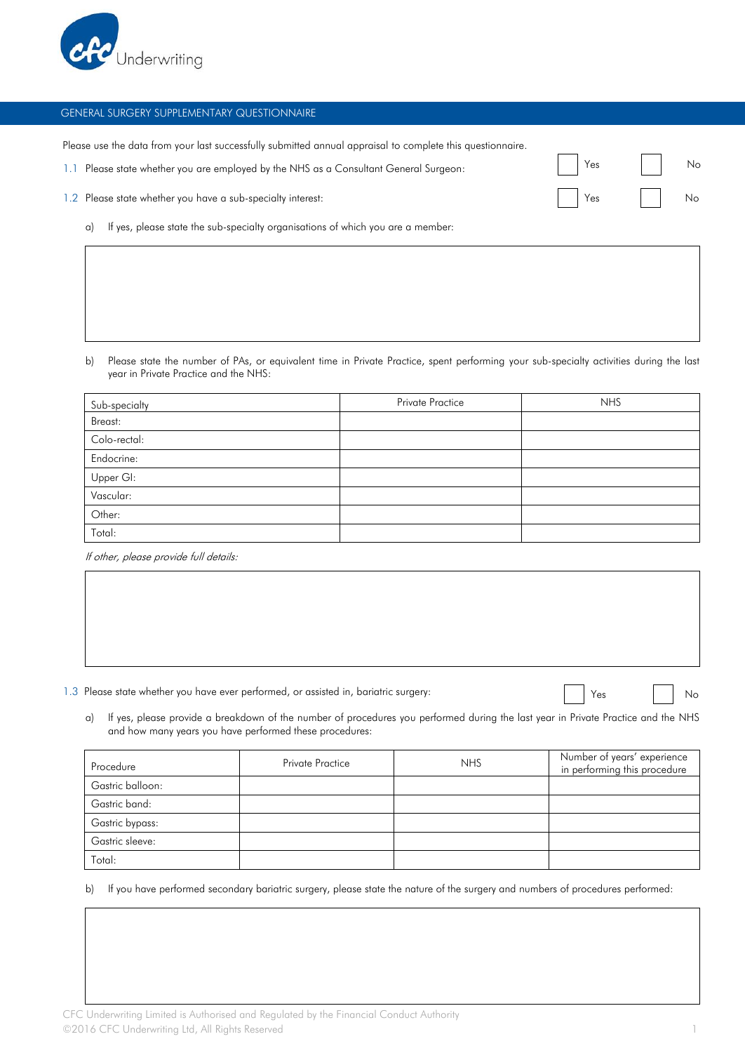CFC Underwriting

## GENERAL SURGERY SUPPLEMENTARY QUESTIONNAIRE

Please use the data from your last successfully submitted annual appraisal to complete this questionnaire.

1.1 Please state whether you are employed by the NHS as a Consultant General Surgeon: ☐ Yes ☐ No

1.2 Please state whether you have a sub-specialty interest: ☐ Yes ☐ No

a) If yes, please state the sub-specialty organisations of which you are a member:

b) Please state the number of PAs, or equivalent time in Private Practice, spent performing your sub-specialty activities during the last year in Private Practice and the NHS:

| Sub-specialty | Private Practice | NHS |
|---|---|---|
| Breast: | | |
| Colo-rectal: | | |
| Endocrine: | | |
| Upper GI: | | |
| Vascular: | | |
| Other: | | |
| Total: | | |

*If other, please provide full details:*

1.3 Please state whether you have ever performed, or assisted in, bariatric surgery: ☐ Yes ☐ No

a) If yes, please provide a breakdown of the number of procedures you performed during the last year in Private Practice and the NHS and how many years you have performed these procedures:

| Procedure | Private Practice | NHS | Number of years' experience in performing this procedure |
|---|---|---|---|
| Gastric balloon: | | | |
| Gastric band: | | | |
| Gastric bypass: | | | |
| Gastric sleeve: | | | |
| Total: | | | |

b) If you have performed secondary bariatric surgery, please state the nature of the surgery and numbers of procedures performed:

CFC Underwriting Limited is Authorised and Regulated by the Financial Conduct Authority
©2016 CFC Underwriting Ltd, All Rights Reserved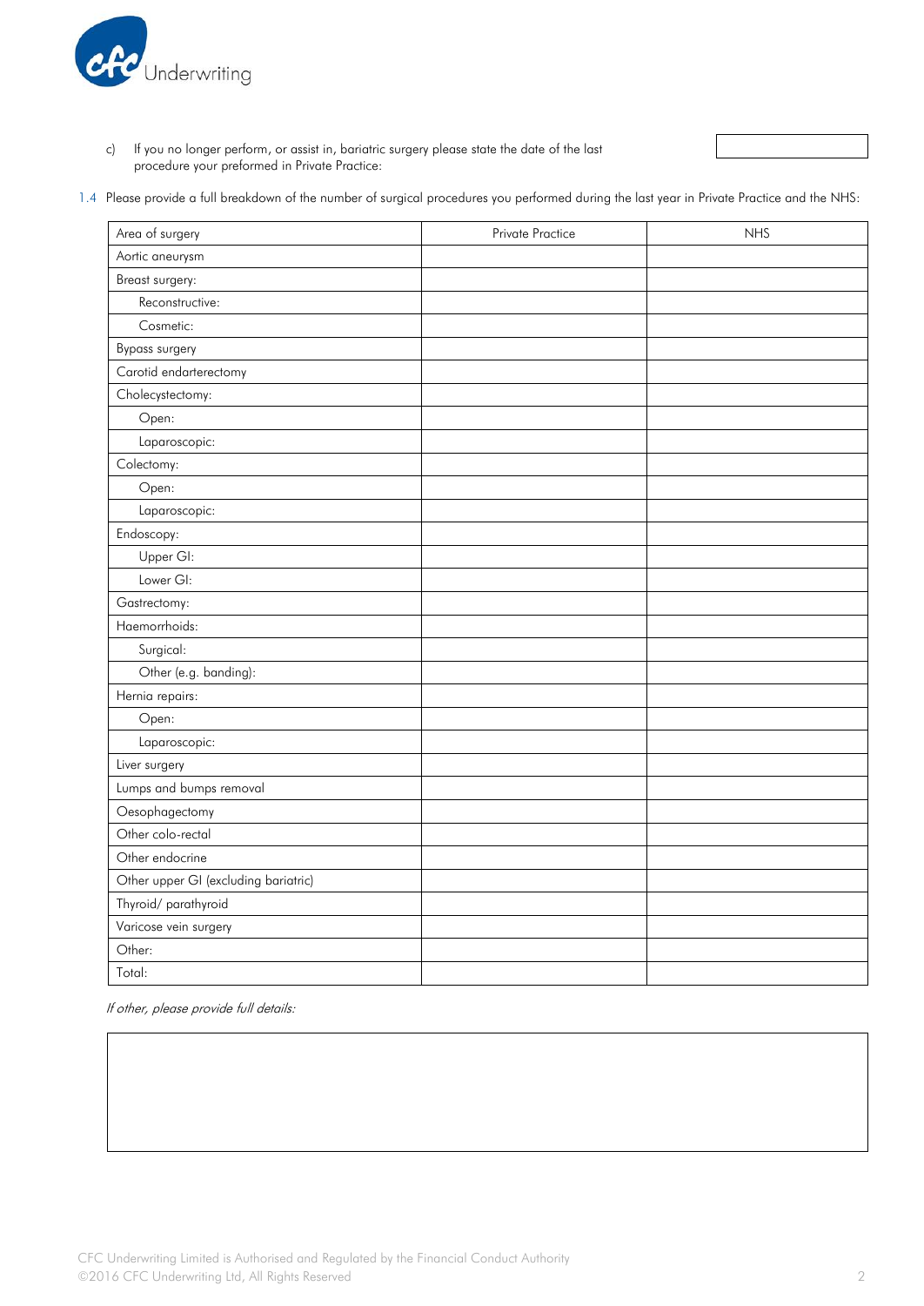c) If you no longer perform, or assist in, bariatric surgery please state the date of the last procedure your preformed in Private Practice:

1.4 Please provide a full breakdown of the number of surgical procedures you performed during the last year in Private Practice and the NHS:

| Area of surgery | Private Practice | NHS |
|---|---|---|
| Aortic aneurysm | | |
| Breast surgery: | | |
| Reconstructive: | | |
| Cosmetic: | | |
| Bypass surgery | | |
| Carotid endarterectomy | | |
| Cholecystectomy: | | |
| Open: | | |
| Laparoscopic: | | |
| Colectomy: | | |
| Open: | | |
| Laparoscopic: | | |
| Endoscopy: | | |
| Upper GI: | | |
| Lower GI: | | |
| Gastrectomy: | | |
| Haemorrhoids: | | |
| Surgical: | | |
| Other (e.g. banding): | | |
| Hernia repairs: | | |
| Open: | | |
| Laparoscopic: | | |
| Liver surgery | | |
| Lumps and bumps removal | | |
| Oesophagectomy | | |
| Other colo-rectal | | |
| Other endocrine | | |
| Other upper GI (excluding bariatric) | | |
| Thyroid/ parathyroid | | |
| Varicose vein surgery | | |
| Other: | | |
| Total: | | |

*If other, please provide full details:*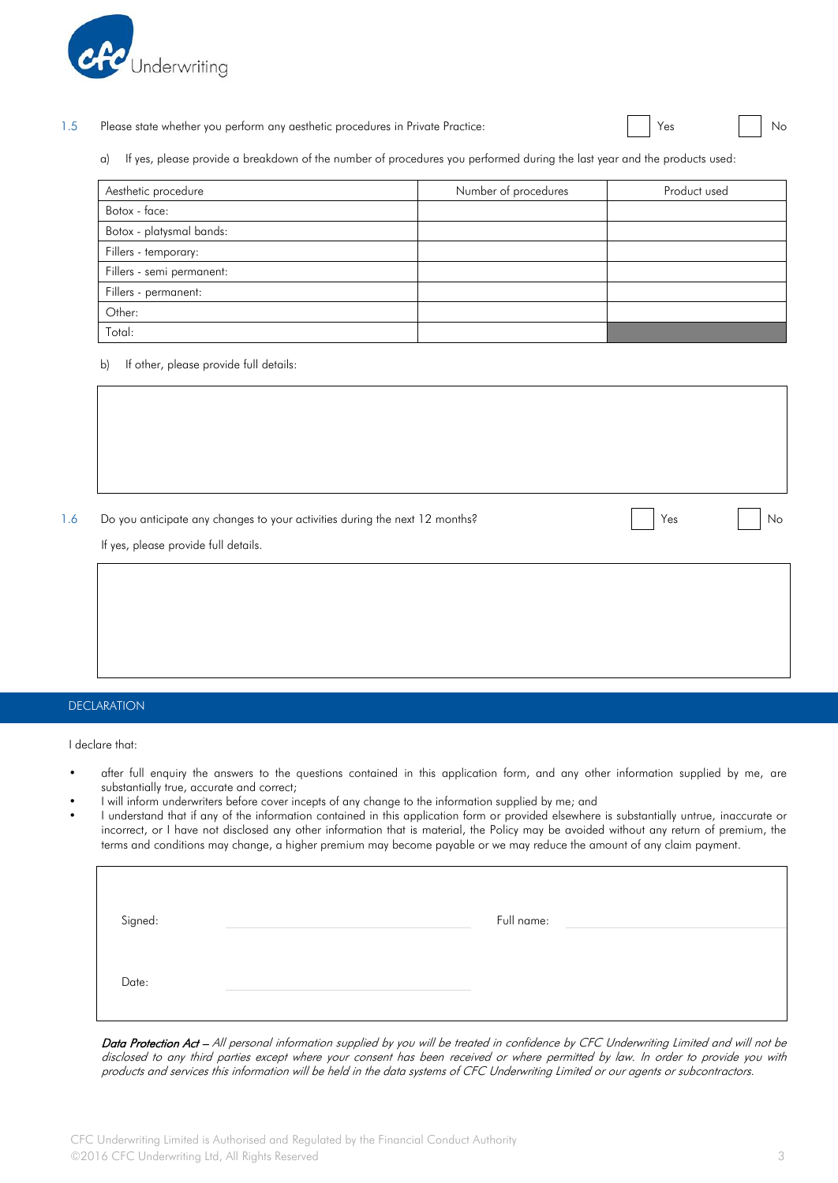1.5 Please state whether you perform any aesthetic procedures in Private Practice: ☐ Yes ☐ No

a) If yes, please provide a breakdown of the number of procedures you performed during the last year and the products used:

| Aesthetic procedure | Number of procedures | Product used |
|---|---|---|
| Botox - face: | | |
| Botox - platysmal bands: | | |
| Fillers - temporary: | | |
| Fillers - semi permanent: | | |
| Fillers - permanent: | | |
| Other: | | |
| Total: | | |

b) If other, please provide full details:

1.6 Do you anticipate any changes to your activities during the next 12 months? ☐ Yes ☐ No

If yes, please provide full details.

## DECLARATION

I declare that:

- after full enquiry the answers to the questions contained in this application form, and any other information supplied by me, are substantially true, accurate and correct;
- I will inform underwriters before cover incepts of any change to the information supplied by me; and
- I understand that if any of the information contained in this application form or provided elsewhere is substantially untrue, inaccurate or incorrect, or I have not disclosed any other information that is material, the Policy may be avoided without any return of premium, the terms and conditions may change, a higher premium may become payable or we may reduce the amount of any claim payment.

Signed: ______________________ Full name: ______________________

Date: ______________________

***Data Protection Act** – All personal information supplied by you will be treated in confidence by CFC Underwriting Limited and will not be disclosed to any third parties except where your consent has been received or where permitted by law. In order to provide you with products and services this information will be held in the data systems of CFC Underwriting Limited or our agents or subcontractors.*

CFC Underwriting Limited is Authorised and Regulated by the Financial Conduct Authority
©2016 CFC Underwriting Ltd, All Rights Reserved